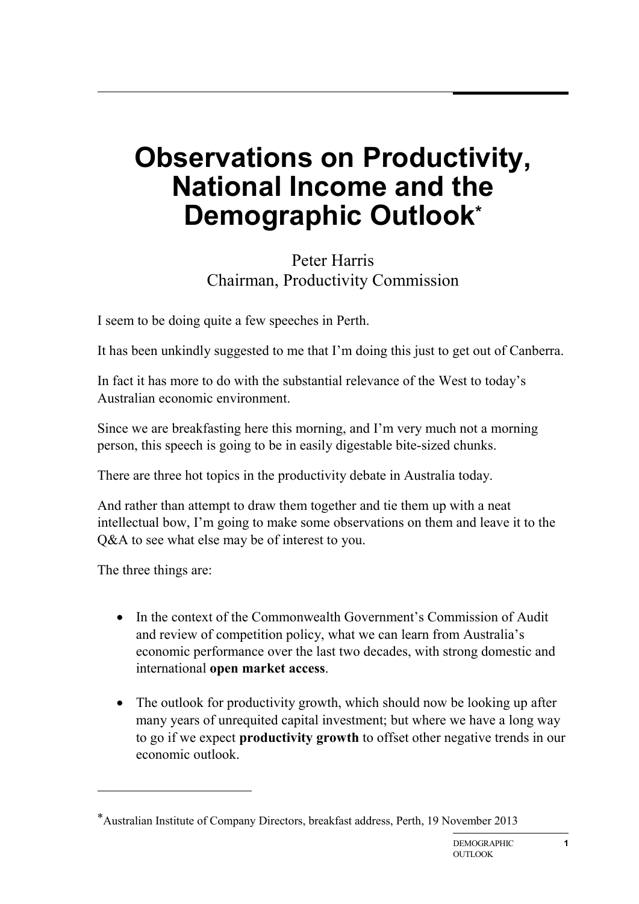# Observations on Productivity, National Income and the Demographic Outlook*

Peter Harris
Chairman, Productivity Commission

I seem to be doing quite a few speeches in Perth.

It has been unkindly suggested to me that I'm doing this just to get out of Canberra.

In fact it has more to do with the substantial relevance of the West to today's Australian economic environment.

Since we are breakfasting here this morning, and I'm very much not a morning person, this speech is going to be in easily digestable bite-sized chunks.

There are three hot topics in the productivity debate in Australia today.

And rather than attempt to draw them together and tie them up with a neat intellectual bow, I'm going to make some observations on them and leave it to the Q&A to see what else may be of interest to you.

The three things are:

- In the context of the Commonwealth Government's Commission of Audit and review of competition policy, what we can learn from Australia's economic performance over the last two decades, with strong domestic and international **open market access**.
- The outlook for productivity growth, which should now be looking up after many years of unrequited capital investment; but where we have a long way to go if we expect **productivity growth** to offset other negative trends in our economic outlook.

*Australian Institute of Company Directors, breakfast address, Perth, 19 November 2013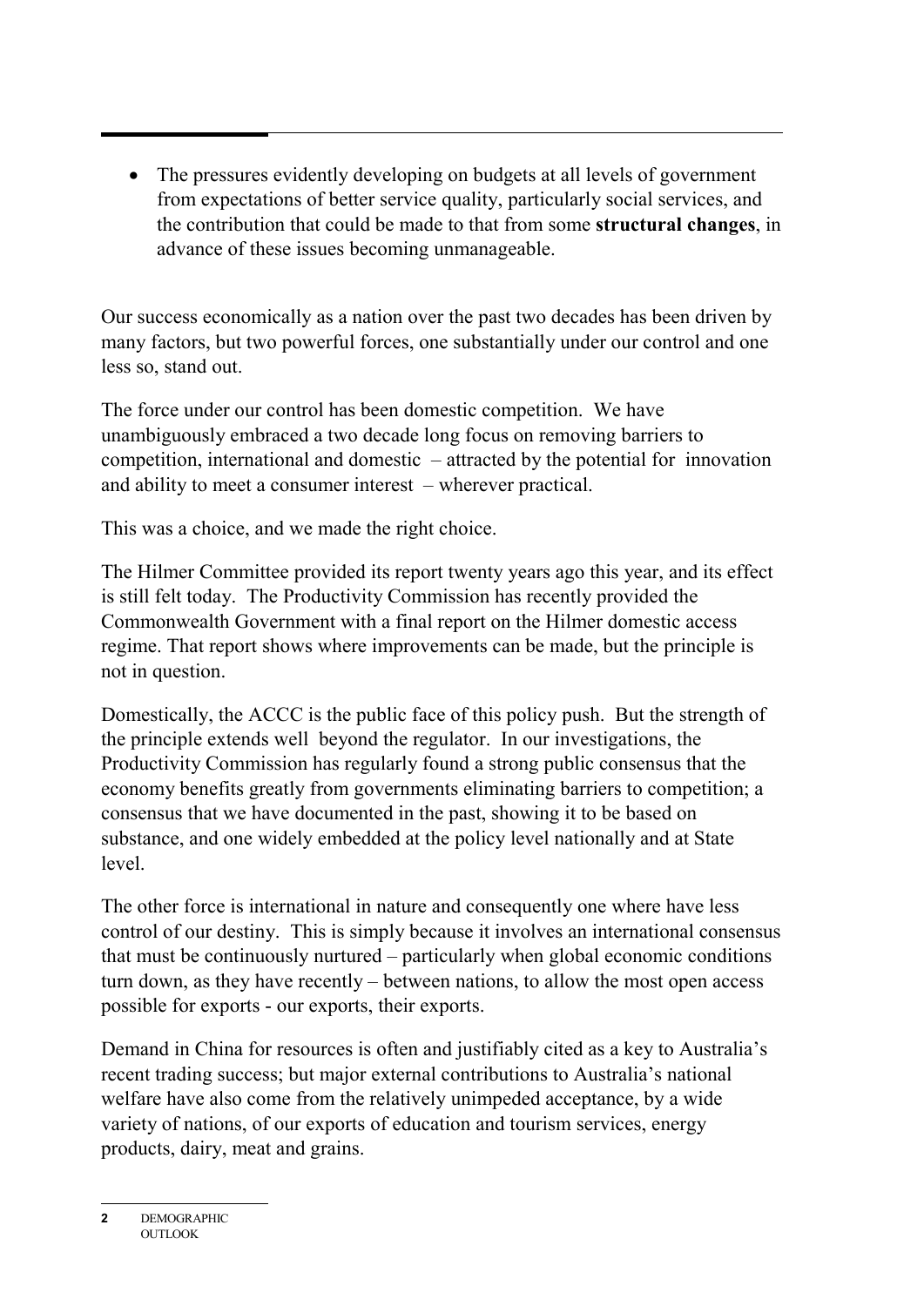- The pressures evidently developing on budgets at all levels of government from expectations of better service quality, particularly social services, and the contribution that could be made to that from some **structural changes**, in advance of these issues becoming unmanageable.

Our success economically as a nation over the past two decades has been driven by many factors, but two powerful forces, one substantially under our control and one less so, stand out.

The force under our control has been domestic competition. We have unambiguously embraced a two decade long focus on removing barriers to competition, international and domestic – attracted by the potential for innovation and ability to meet a consumer interest – wherever practical.

This was a choice, and we made the right choice.

The Hilmer Committee provided its report twenty years ago this year, and its effect is still felt today. The Productivity Commission has recently provided the Commonwealth Government with a final report on the Hilmer domestic access regime. That report shows where improvements can be made, but the principle is not in question.

Domestically, the ACCC is the public face of this policy push. But the strength of the principle extends well beyond the regulator. In our investigations, the Productivity Commission has regularly found a strong public consensus that the economy benefits greatly from governments eliminating barriers to competition; a consensus that we have documented in the past, showing it to be based on substance, and one widely embedded at the policy level nationally and at State level.

The other force is international in nature and consequently one where have less control of our destiny. This is simply because it involves an international consensus that must be continuously nurtured – particularly when global economic conditions turn down, as they have recently – between nations, to allow the most open access possible for exports - our exports, their exports.

Demand in China for resources is often and justifiably cited as a key to Australia's recent trading success; but major external contributions to Australia's national welfare have also come from the relatively unimpeded acceptance, by a wide variety of nations, of our exports of education and tourism services, energy products, dairy, meat and grains.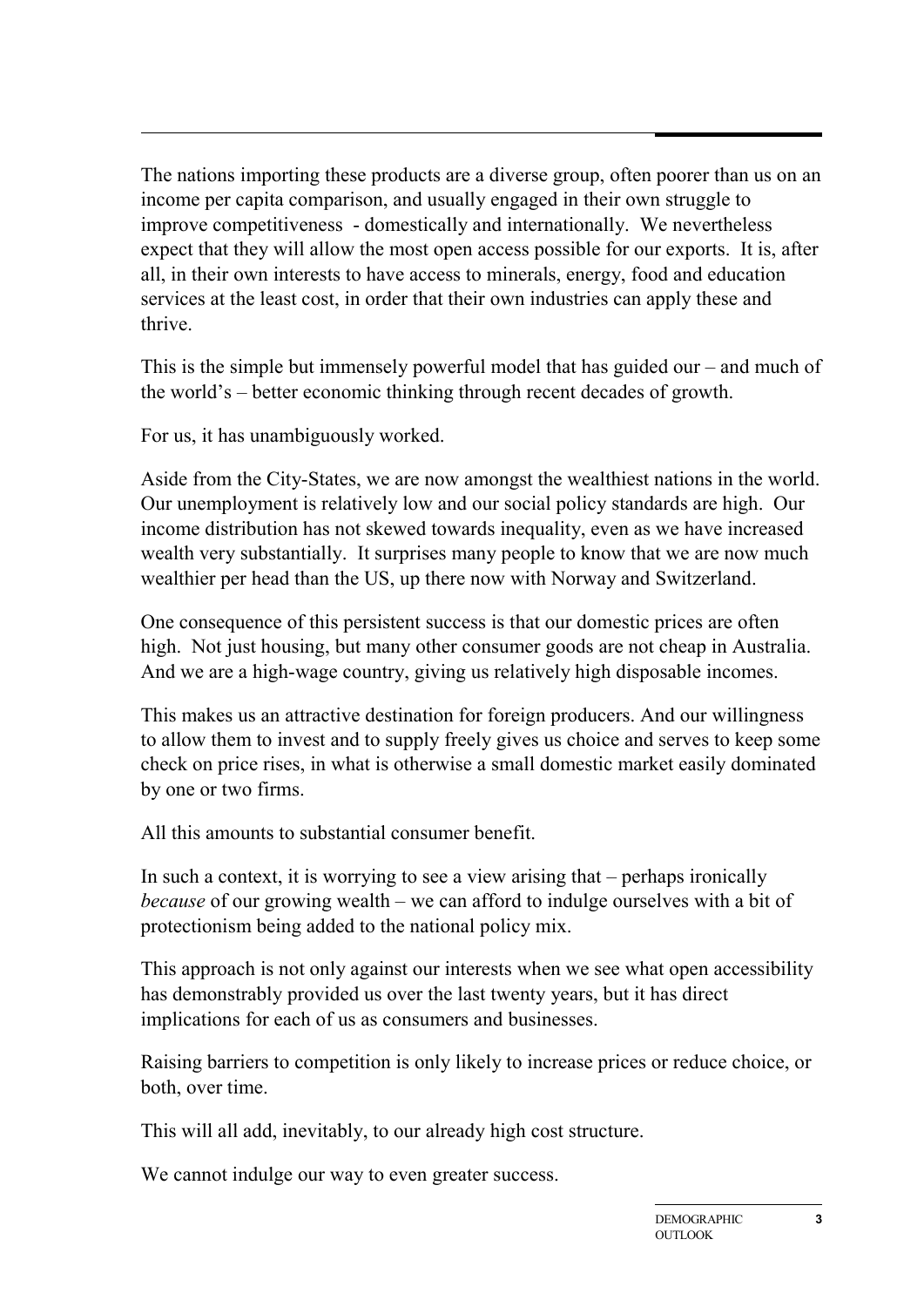The nations importing these products are a diverse group, often poorer than us on an income per capita comparison, and usually engaged in their own struggle to improve competitiveness - domestically and internationally. We nevertheless expect that they will allow the most open access possible for our exports. It is, after all, in their own interests to have access to minerals, energy, food and education services at the least cost, in order that their own industries can apply these and thrive.

This is the simple but immensely powerful model that has guided our – and much of the world's – better economic thinking through recent decades of growth.

For us, it has unambiguously worked.

Aside from the City-States, we are now amongst the wealthiest nations in the world. Our unemployment is relatively low and our social policy standards are high. Our income distribution has not skewed towards inequality, even as we have increased wealth very substantially. It surprises many people to know that we are now much wealthier per head than the US, up there now with Norway and Switzerland.

One consequence of this persistent success is that our domestic prices are often high. Not just housing, but many other consumer goods are not cheap in Australia. And we are a high-wage country, giving us relatively high disposable incomes.

This makes us an attractive destination for foreign producers. And our willingness to allow them to invest and to supply freely gives us choice and serves to keep some check on price rises, in what is otherwise a small domestic market easily dominated by one or two firms.

All this amounts to substantial consumer benefit.

In such a context, it is worrying to see a view arising that – perhaps ironically *because* of our growing wealth – we can afford to indulge ourselves with a bit of protectionism being added to the national policy mix.

This approach is not only against our interests when we see what open accessibility has demonstrably provided us over the last twenty years, but it has direct implications for each of us as consumers and businesses.

Raising barriers to competition is only likely to increase prices or reduce choice, or both, over time.

This will all add, inevitably, to our already high cost structure.

We cannot indulge our way to even greater success.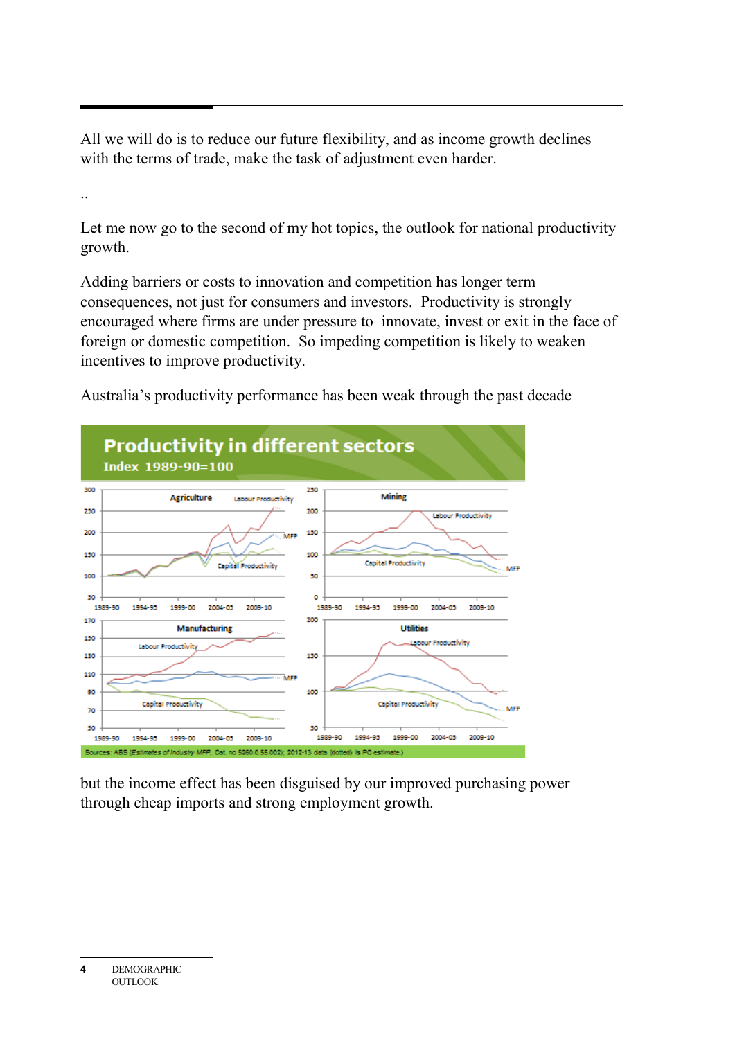All we will do is to reduce our future flexibility, and as income growth declines with the terms of trade, make the task of adjustment even harder.

..

Let me now go to the second of my hot topics, the outlook for national productivity growth.

Adding barriers or costs to innovation and competition has longer term consequences, not just for consumers and investors.  Productivity is strongly encouraged where firms are under pressure to  innovate, invest or exit in the face of foreign or domestic competition.  So impeding competition is likely to weaken incentives to improve productivity.

Australia's productivity performance has been weak through the past decade

**Productivity in different sectors**
Index 1989-90=100

Sources: ABS (*Estimates of Industry MFP*, Cat. no 5260.0.55.002); 2012-13 data (dotted) is PC estimate.)

but the income effect has been disguised by our improved purchasing power through cheap imports and strong employment growth.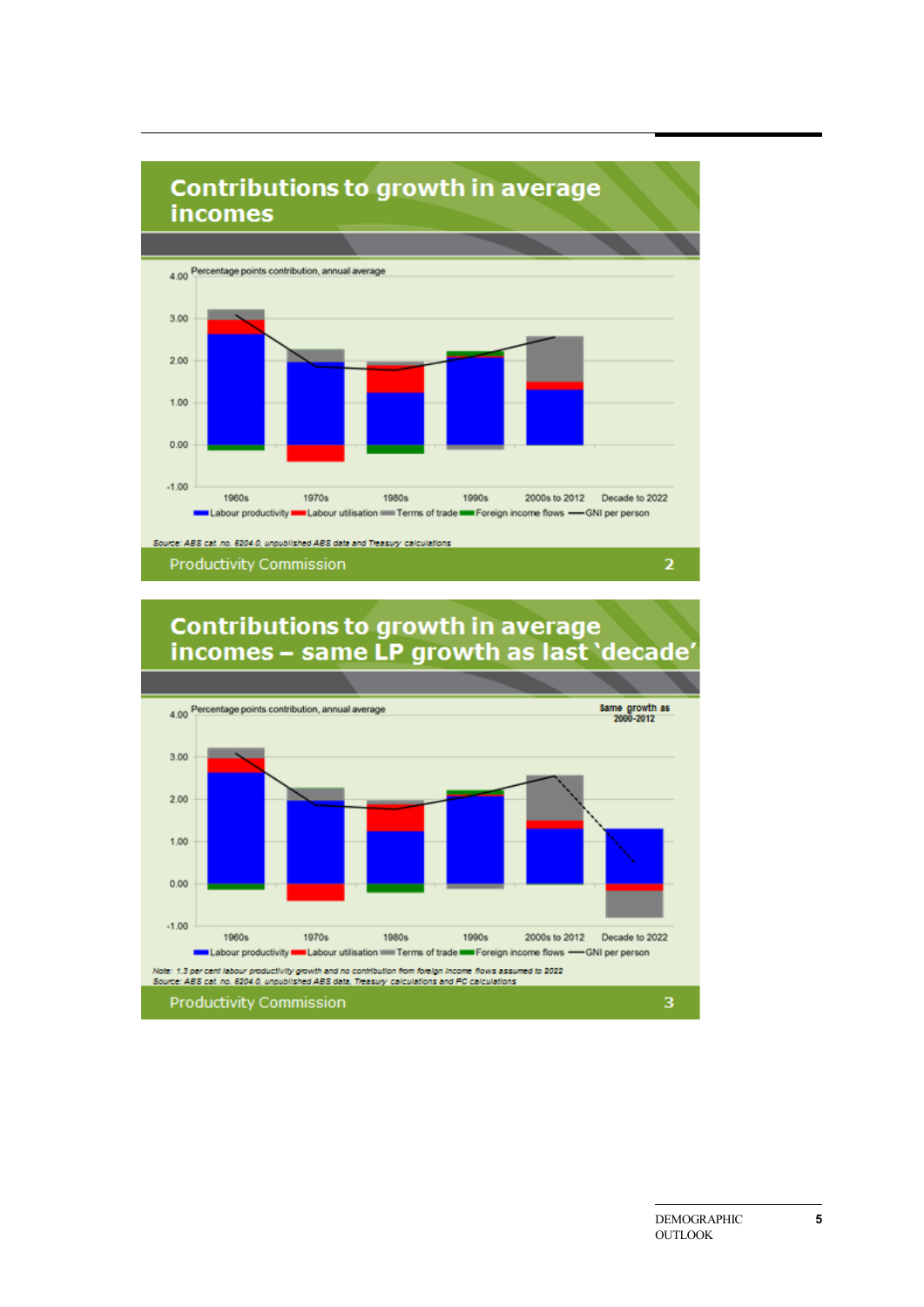## Contributions to growth in average incomes

Percentage points contribution, annual average

Categories: 1960s, 1970s, 1980s, 1990s, 2000s to 2012, Decade to 2022

Legend: Labour productivity, Labour utilisation, Terms of trade, Foreign income flows, GNI per person

*Source: ABS cat. no. 5204.0, unpublished ABS data and Treasury calculations*

Productivity Commission

## Contributions to growth in average incomes – same LP growth as last 'decade'

Percentage points contribution, annual average

Same growth as 2000-2012

Categories: 1960s, 1970s, 1980s, 1990s, 2000s to 2012, Decade to 2022

Legend: Labour productivity, Labour utilisation, Terms of trade, Foreign income flows, GNI per person

*Note: 1.3 per cent labour productivity growth and no contribution from foreign income flows assumed to 2022*
*Source: ABS cat. no. 5204.0, unpublished ABS data, Treasury calculations and PC calculations*

Productivity Commission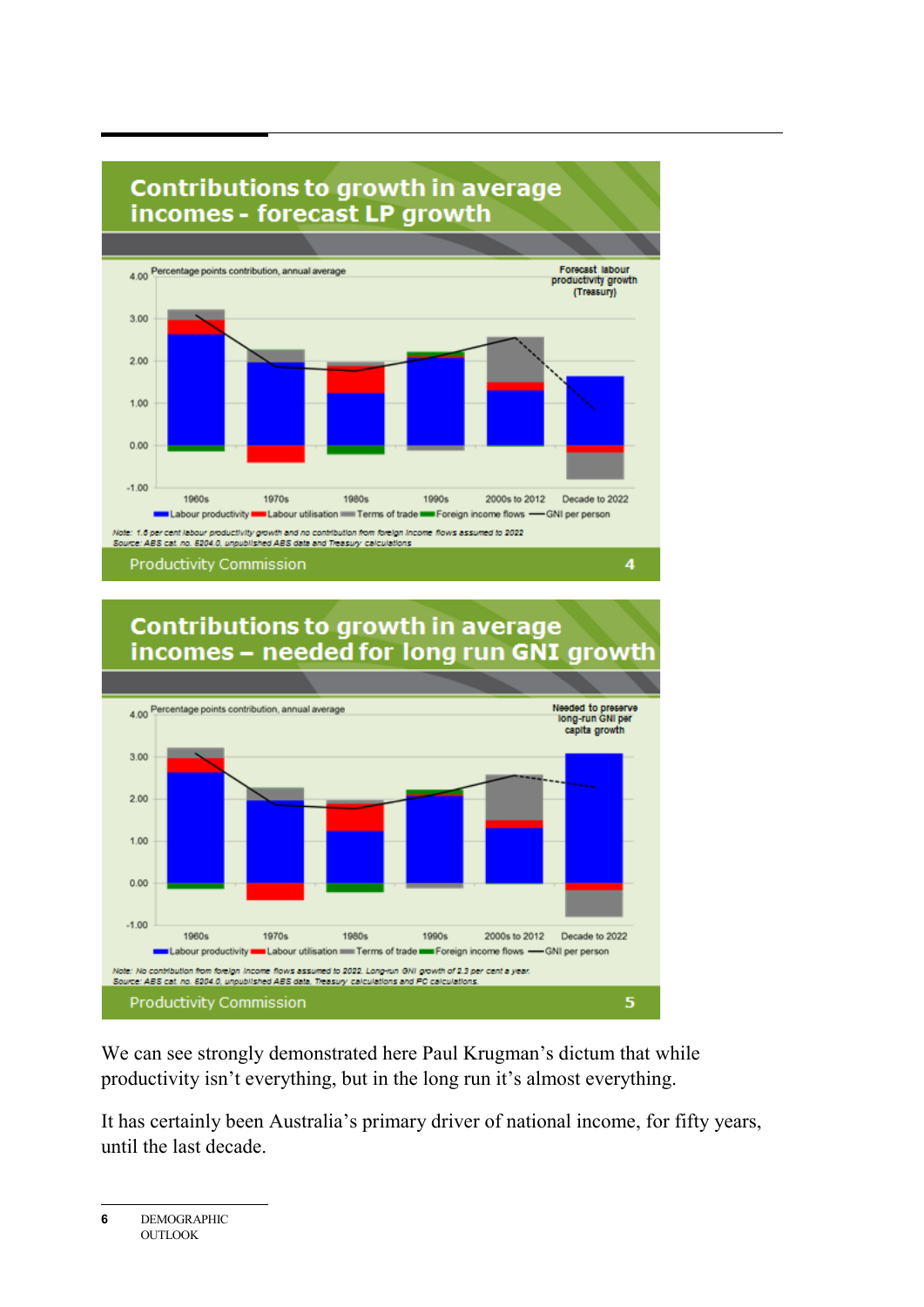## Contributions to growth in average incomes - forecast LP growth

Percentage points contribution, annual average

Forecast labour productivity growth (Treasury)

1960s | 1970s | 1980s | 1990s | 2000s to 2012 | Decade to 2022

Labour productivity | Labour utilisation | Terms of trade | Foreign income flows | GNI per person

*Note: 1.6 per cent labour productivity growth and no contribution from foreign income flows assumed to 2022*
*Source: ABS cat. no. 5204.0, unpublished ABS data and Treasury calculations*

Productivity Commission

## Contributions to growth in average incomes – needed for long run GNI growth

Percentage points contribution, annual average

Needed to preserve long-run GNI per capita growth

1960s | 1970s | 1980s | 1990s | 2000s to 2012 | Decade to 2022

Labour productivity | Labour utilisation | Terms of trade | Foreign income flows | GNI per person

*Note: No contribution from foreign income flows assumed to 2022. Long-run GNI growth of 2.3 per cent a year.*
*Source: ABS cat. no. 5204.0, unpublished ABS data, Treasury calculations and PC calculations.*

Productivity Commission

We can see strongly demonstrated here Paul Krugman's dictum that while productivity isn't everything, but in the long run it's almost everything.

It has certainly been Australia's primary driver of national income, for fifty years, until the last decade.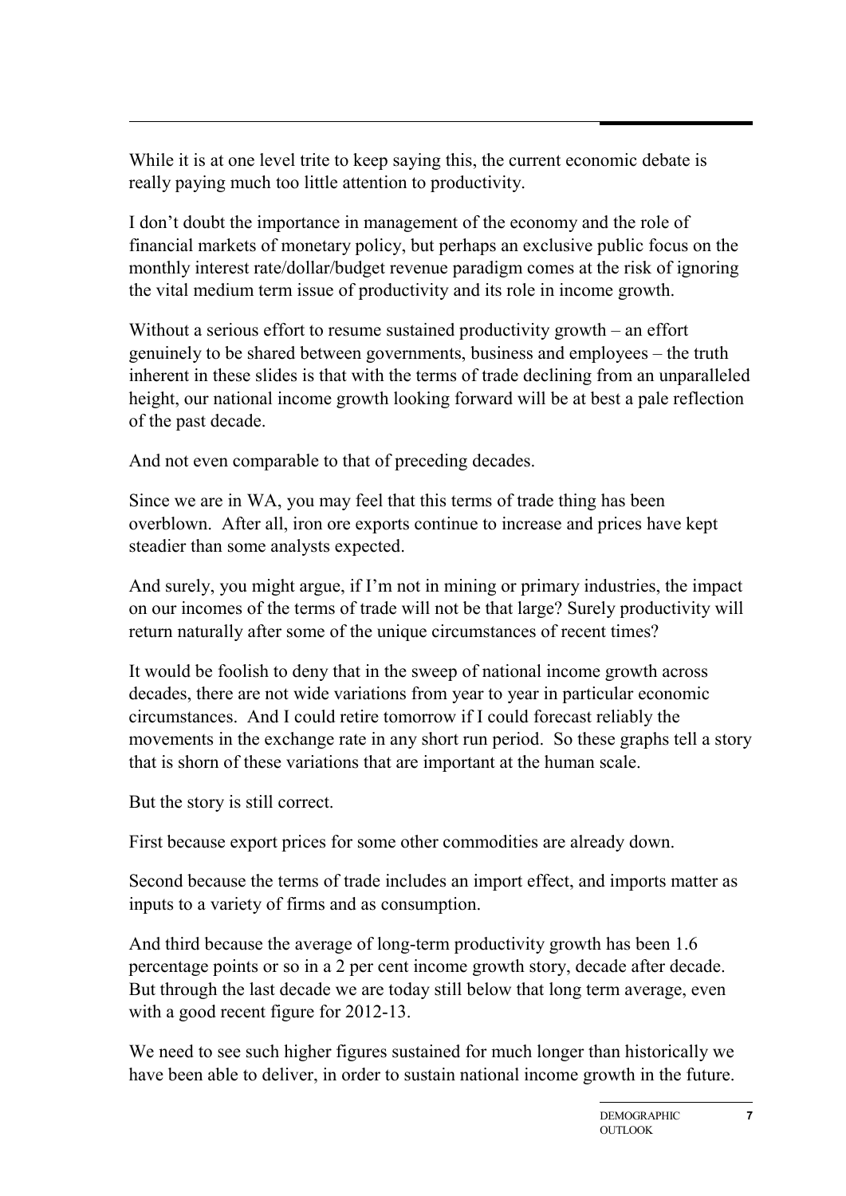While it is at one level trite to keep saying this, the current economic debate is really paying much too little attention to productivity.

I don't doubt the importance in management of the economy and the role of financial markets of monetary policy, but perhaps an exclusive public focus on the monthly interest rate/dollar/budget revenue paradigm comes at the risk of ignoring the vital medium term issue of productivity and its role in income growth.

Without a serious effort to resume sustained productivity growth – an effort genuinely to be shared between governments, business and employees – the truth inherent in these slides is that with the terms of trade declining from an unparalleled height, our national income growth looking forward will be at best a pale reflection of the past decade.

And not even comparable to that of preceding decades.

Since we are in WA, you may feel that this terms of trade thing has been overblown. After all, iron ore exports continue to increase and prices have kept steadier than some analysts expected.

And surely, you might argue, if I'm not in mining or primary industries, the impact on our incomes of the terms of trade will not be that large? Surely productivity will return naturally after some of the unique circumstances of recent times?

It would be foolish to deny that in the sweep of national income growth across decades, there are not wide variations from year to year in particular economic circumstances. And I could retire tomorrow if I could forecast reliably the movements in the exchange rate in any short run period. So these graphs tell a story that is shorn of these variations that are important at the human scale.

But the story is still correct.

First because export prices for some other commodities are already down.

Second because the terms of trade includes an import effect, and imports matter as inputs to a variety of firms and as consumption.

And third because the average of long-term productivity growth has been 1.6 percentage points or so in a 2 per cent income growth story, decade after decade. But through the last decade we are today still below that long term average, even with a good recent figure for 2012-13.

We need to see such higher figures sustained for much longer than historically we have been able to deliver, in order to sustain national income growth in the future.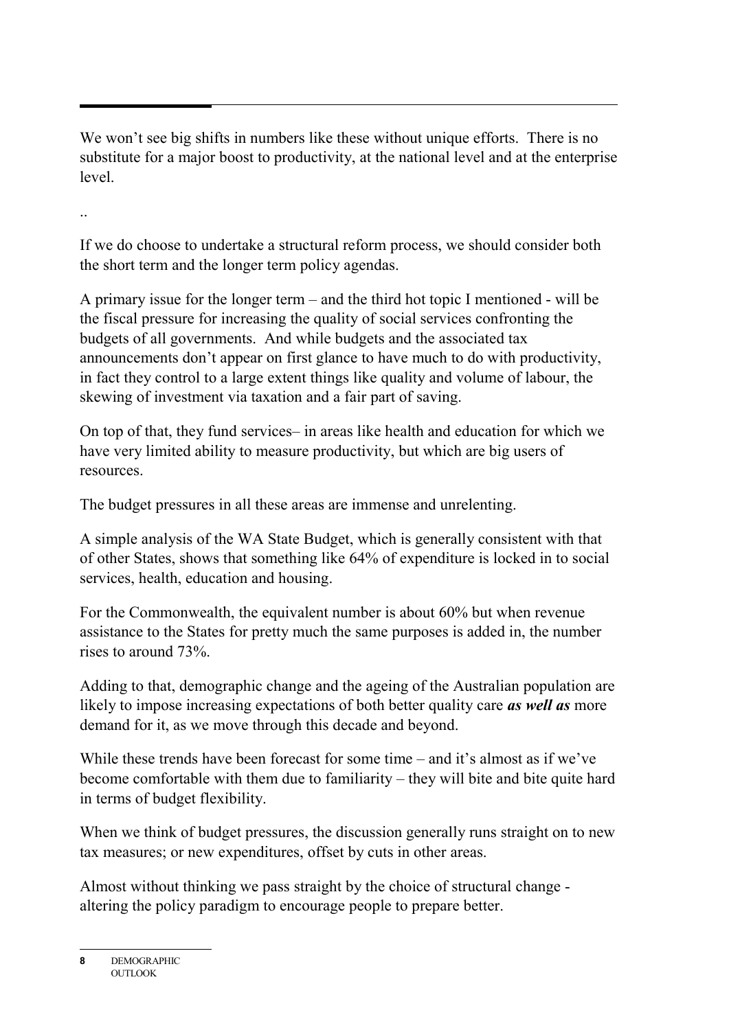We won't see big shifts in numbers like these without unique efforts. There is no substitute for a major boost to productivity, at the national level and at the enterprise level.

..

If we do choose to undertake a structural reform process, we should consider both the short term and the longer term policy agendas.

A primary issue for the longer term – and the third hot topic I mentioned - will be the fiscal pressure for increasing the quality of social services confronting the budgets of all governments. And while budgets and the associated tax announcements don't appear on first glance to have much to do with productivity, in fact they control to a large extent things like quality and volume of labour, the skewing of investment via taxation and a fair part of saving.

On top of that, they fund services– in areas like health and education for which we have very limited ability to measure productivity, but which are big users of resources.

The budget pressures in all these areas are immense and unrelenting.

A simple analysis of the WA State Budget, which is generally consistent with that of other States, shows that something like 64% of expenditure is locked in to social services, health, education and housing.

For the Commonwealth, the equivalent number is about 60% but when revenue assistance to the States for pretty much the same purposes is added in, the number rises to around 73%.

Adding to that, demographic change and the ageing of the Australian population are likely to impose increasing expectations of both better quality care ***as well as*** more demand for it, as we move through this decade and beyond.

While these trends have been forecast for some time – and it's almost as if we've become comfortable with them due to familiarity – they will bite and bite quite hard in terms of budget flexibility.

When we think of budget pressures, the discussion generally runs straight on to new tax measures; or new expenditures, offset by cuts in other areas.

Almost without thinking we pass straight by the choice of structural change - altering the policy paradigm to encourage people to prepare better.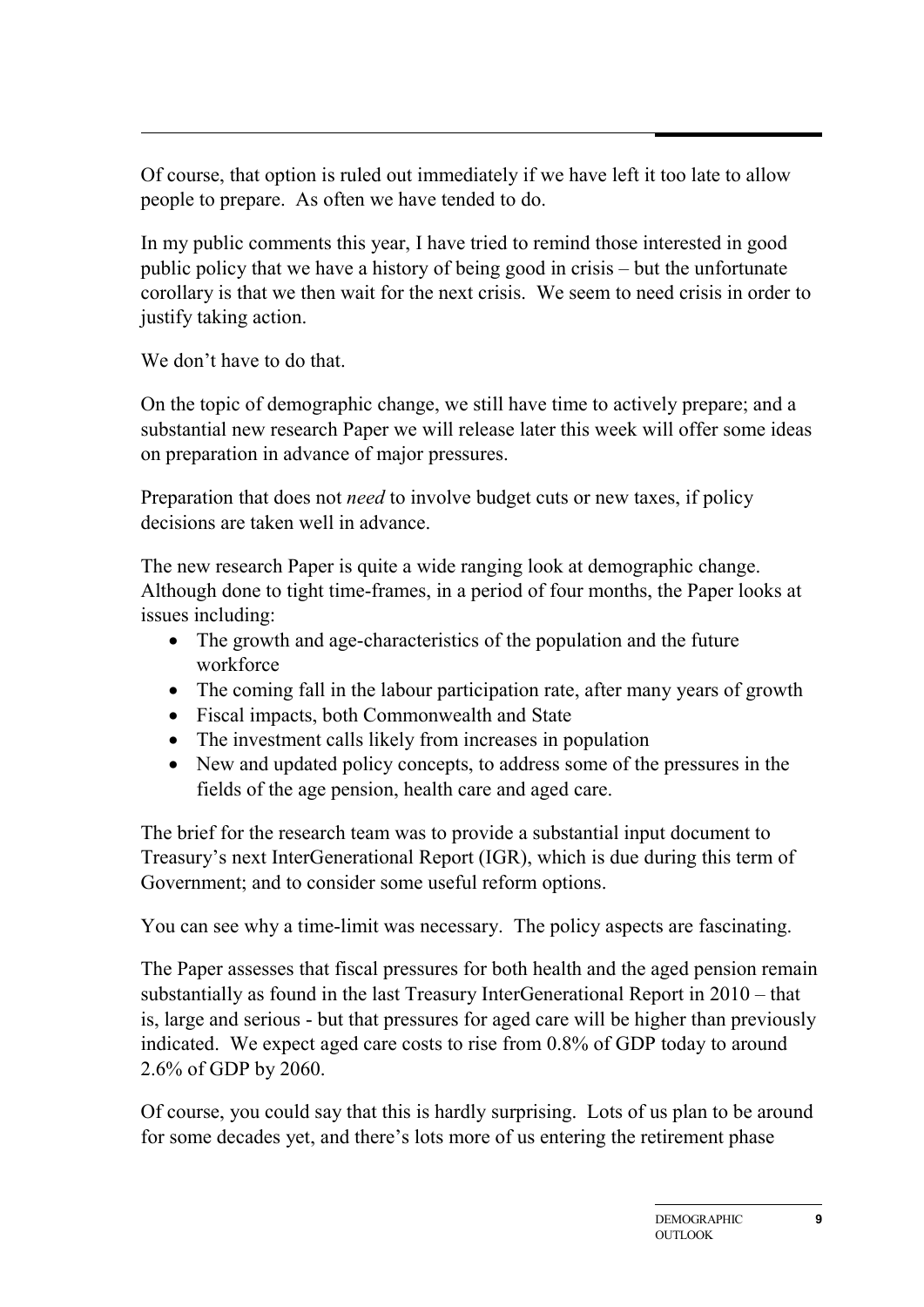Of course, that option is ruled out immediately if we have left it too late to allow people to prepare. As often we have tended to do.

In my public comments this year, I have tried to remind those interested in good public policy that we have a history of being good in crisis – but the unfortunate corollary is that we then wait for the next crisis. We seem to need crisis in order to justify taking action.

We don't have to do that.

On the topic of demographic change, we still have time to actively prepare; and a substantial new research Paper we will release later this week will offer some ideas on preparation in advance of major pressures.

Preparation that does not *need* to involve budget cuts or new taxes, if policy decisions are taken well in advance.

The new research Paper is quite a wide ranging look at demographic change. Although done to tight time-frames, in a period of four months, the Paper looks at issues including:

- The growth and age-characteristics of the population and the future workforce
- The coming fall in the labour participation rate, after many years of growth
- Fiscal impacts, both Commonwealth and State
- The investment calls likely from increases in population
- New and updated policy concepts, to address some of the pressures in the fields of the age pension, health care and aged care.

The brief for the research team was to provide a substantial input document to Treasury's next InterGenerational Report (IGR), which is due during this term of Government; and to consider some useful reform options.

You can see why a time-limit was necessary. The policy aspects are fascinating.

The Paper assesses that fiscal pressures for both health and the aged pension remain substantially as found in the last Treasury InterGenerational Report in 2010 – that is, large and serious - but that pressures for aged care will be higher than previously indicated. We expect aged care costs to rise from 0.8% of GDP today to around 2.6% of GDP by 2060.

Of course, you could say that this is hardly surprising. Lots of us plan to be around for some decades yet, and there's lots more of us entering the retirement phase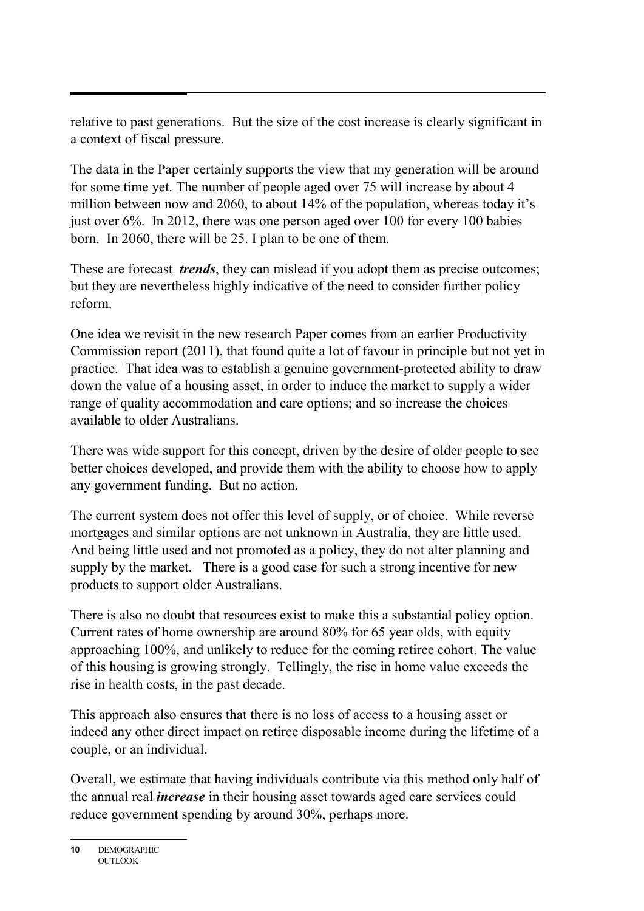relative to past generations. But the size of the cost increase is clearly significant in a context of fiscal pressure.

The data in the Paper certainly supports the view that my generation will be around for some time yet. The number of people aged over 75 will increase by about 4 million between now and 2060, to about 14% of the population, whereas today it's just over 6%. In 2012, there was one person aged over 100 for every 100 babies born. In 2060, there will be 25. I plan to be one of them.

These are forecast ***trends***, they can mislead if you adopt them as precise outcomes; but they are nevertheless highly indicative of the need to consider further policy reform.

One idea we revisit in the new research Paper comes from an earlier Productivity Commission report (2011), that found quite a lot of favour in principle but not yet in practice. That idea was to establish a genuine government-protected ability to draw down the value of a housing asset, in order to induce the market to supply a wider range of quality accommodation and care options; and so increase the choices available to older Australians.

There was wide support for this concept, driven by the desire of older people to see better choices developed, and provide them with the ability to choose how to apply any government funding. But no action.

The current system does not offer this level of supply, or of choice. While reverse mortgages and similar options are not unknown in Australia, they are little used. And being little used and not promoted as a policy, they do not alter planning and supply by the market. There is a good case for such a strong incentive for new products to support older Australians.

There is also no doubt that resources exist to make this a substantial policy option. Current rates of home ownership are around 80% for 65 year olds, with equity approaching 100%, and unlikely to reduce for the coming retiree cohort. The value of this housing is growing strongly. Tellingly, the rise in home value exceeds the rise in health costs, in the past decade.

This approach also ensures that there is no loss of access to a housing asset or indeed any other direct impact on retiree disposable income during the lifetime of a couple, or an individual.

Overall, we estimate that having individuals contribute via this method only half of the annual real ***increase*** in their housing asset towards aged care services could reduce government spending by around 30%, perhaps more.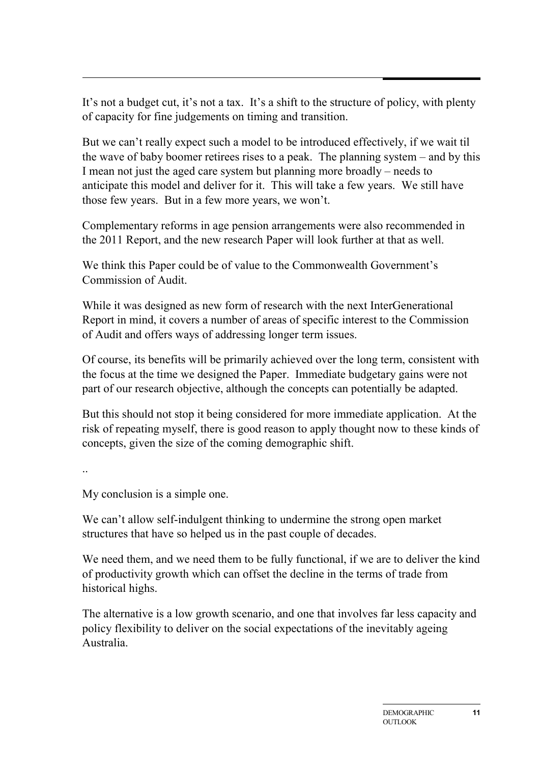It's not a budget cut, it's not a tax. It's a shift to the structure of policy, with plenty of capacity for fine judgements on timing and transition.

But we can't really expect such a model to be introduced effectively, if we wait til the wave of baby boomer retirees rises to a peak. The planning system – and by this I mean not just the aged care system but planning more broadly – needs to anticipate this model and deliver for it. This will take a few years. We still have those few years. But in a few more years, we won't.

Complementary reforms in age pension arrangements were also recommended in the 2011 Report, and the new research Paper will look further at that as well.

We think this Paper could be of value to the Commonwealth Government's Commission of Audit.

While it was designed as new form of research with the next InterGenerational Report in mind, it covers a number of areas of specific interest to the Commission of Audit and offers ways of addressing longer term issues.

Of course, its benefits will be primarily achieved over the long term, consistent with the focus at the time we designed the Paper. Immediate budgetary gains were not part of our research objective, although the concepts can potentially be adapted.

But this should not stop it being considered for more immediate application. At the risk of repeating myself, there is good reason to apply thought now to these kinds of concepts, given the size of the coming demographic shift.

..

My conclusion is a simple one.

We can't allow self-indulgent thinking to undermine the strong open market structures that have so helped us in the past couple of decades.

We need them, and we need them to be fully functional, if we are to deliver the kind of productivity growth which can offset the decline in the terms of trade from historical highs.

The alternative is a low growth scenario, and one that involves far less capacity and policy flexibility to deliver on the social expectations of the inevitably ageing Australia.